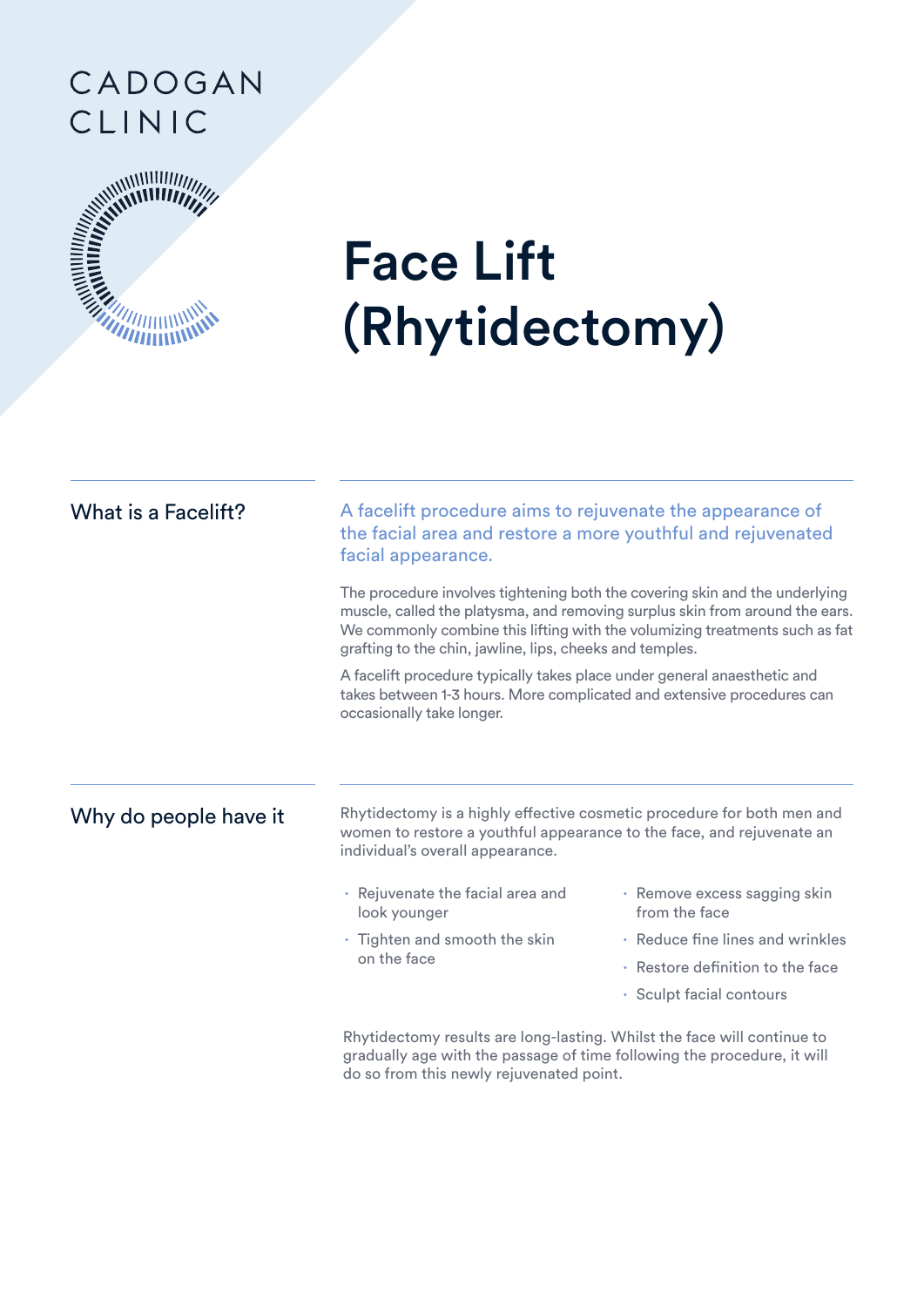CADOGAN CLINIC

# Face Lift (Rhytidectomy)

## What is a Facelift?

A facelift procedure aims to rejuvenate the appearance of the facial area and restore a more youthful and rejuvenated facial appearance.

The procedure involves tightening both the covering skin and the underlying muscle, called the platysma, and removing surplus skin from around the ears. We commonly combine this lifting with the volumizing treatments such as fat grafting to the chin, jawline, lips, cheeks and temples.

A facelift procedure typically takes place under general anaesthetic and takes between 1-3 hours. More complicated and extensive procedures can occasionally take longer.

## Why do people have it

Rhytidectomy is a highly effective cosmetic procedure for both men and women to restore a youthful appearance to the face, and rejuvenate an individual's overall appearance.

- Rejuvenate the facial area and look younger
- Tighten and smooth the skin on the face
- Remove excess sagging skin from the face
- Reduce fine lines and wrinkles
- Restore definition to the face
- Sculpt facial contours

Rhytidectomy results are long-lasting. Whilst the face will continue to gradually age with the passage of time following the procedure, it will do so from this newly rejuvenated point.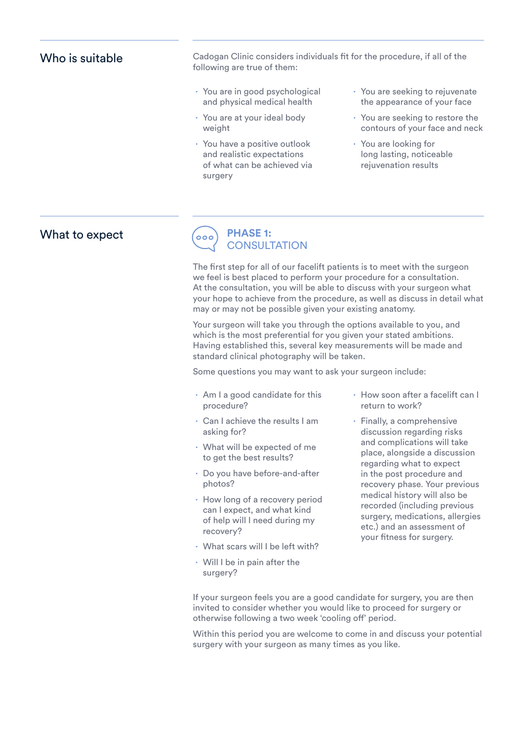## Who is suitable

Cadogan Clinic considers individuals fit for the procedure, if all of the following are true of them:

- You are in good psychological and physical medical health
- You are at your ideal body weight
- You have a positive outlook and realistic expectations of what can be achieved via surgery
- You are seeking to rejuvenate the appearance of your face
- You are seeking to restore the contours of your face and neck
- You are looking for long lasting, noticeable rejuvenation results

## What to expect

### PHASE 1: CONSULTATION

The first step for all of our facelift patients is to meet with the surgeon we feel is best placed to perform your procedure for a consultation. At the consultation, you will be able to discuss with your surgeon what your hope to achieve from the procedure, as well as discuss in detail what may or may not be possible given your existing anatomy.

Your surgeon will take you through the options available to you, and which is the most preferential for you given your stated ambitions. Having established this, several key measurements will be made and standard clinical photography will be taken.

Some questions you may want to ask your surgeon include:

- Am I a good candidate for this procedure?
- Can I achieve the results I am asking for?
- What will be expected of me to get the best results?
- Do you have before-and-after photos?
- How long of a recovery period can I expect, and what kind of help will I need during my recovery?
- What scars will I be left with?
- Will I be in pain after the surgery?
- How soon after a facelift can I return to work?
- Finally, a comprehensive discussion regarding risks and complications will take place, alongside a discussion regarding what to expect in the post procedure and recovery phase. Your previous medical history will also be recorded (including previous surgery, medications, allergies etc.) and an assessment of your fitness for surgery.

If your surgeon feels you are a good candidate for surgery, you are then invited to consider whether you would like to proceed for surgery or otherwise following a two week 'cooling off' period.

Within this period you are welcome to come in and discuss your potential surgery with your surgeon as many times as you like.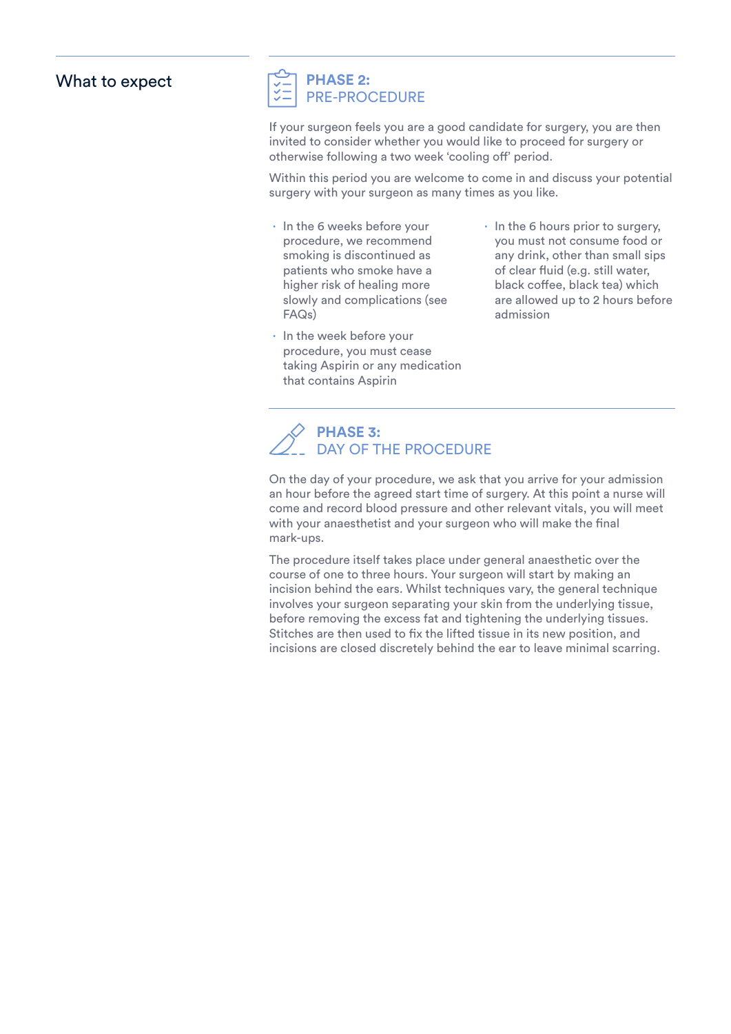## What to expect

### PHASE 2: PRE-PROCEDURE

If your surgeon feels you are a good candidate for surgery, you are then invited to consider whether you would like to proceed for surgery or otherwise following a two week 'cooling off' period.

Within this period you are welcome to come in and discuss your potential surgery with your surgeon as many times as you like.

- In the 6 weeks before your procedure, we recommend smoking is discontinued as patients who smoke have a higher risk of healing more slowly and complications (see FAQs)
- In the week before your procedure, you must cease taking Aspirin or any medication that contains Aspirin
- In the 6 hours prior to surgery, you must not consume food or any drink, other than small sips of clear fluid (e.g. still water, black coffee, black tea) which are allowed up to 2 hours before admission

### PHASE 3: DAY OF THE PROCEDURE

On the day of your procedure, we ask that you arrive for your admission an hour before the agreed start time of surgery. At this point a nurse will come and record blood pressure and other relevant vitals, you will meet with your anaesthetist and your surgeon who will make the final mark-ups.

The procedure itself takes place under general anaesthetic over the course of one to three hours. Your surgeon will start by making an incision behind the ears. Whilst techniques vary, the general technique involves your surgeon separating your skin from the underlying tissue, before removing the excess fat and tightening the underlying tissues. Stitches are then used to fix the lifted tissue in its new position, and incisions are closed discretely behind the ear to leave minimal scarring.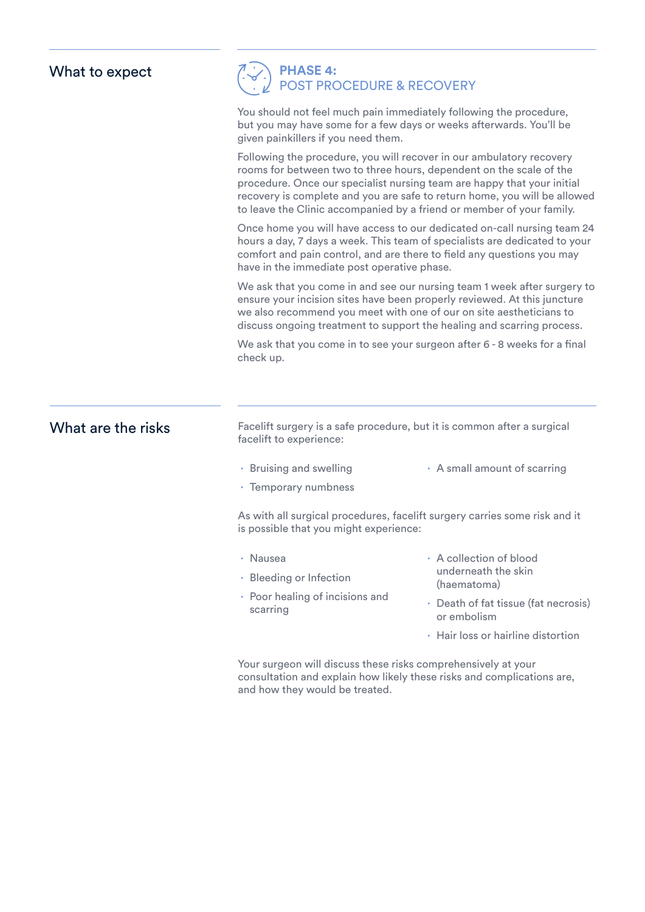## What to expect

### PHASE 4: POST PROCEDURE & RECOVERY

You should not feel much pain immediately following the procedure, but you may have some for a few days or weeks afterwards. You'll be given painkillers if you need them.

Following the procedure, you will recover in our ambulatory recovery rooms for between two to three hours, dependent on the scale of the procedure. Once our specialist nursing team are happy that your initial recovery is complete and you are safe to return home, you will be allowed to leave the Clinic accompanied by a friend or member of your family.

Once home you will have access to our dedicated on-call nursing team 24 hours a day, 7 days a week. This team of specialists are dedicated to your comfort and pain control, and are there to field any questions you may have in the immediate post operative phase.

We ask that you come in and see our nursing team 1 week after surgery to ensure your incision sites have been properly reviewed. At this juncture we also recommend you meet with one of our on site aestheticians to discuss ongoing treatment to support the healing and scarring process.

We ask that you come in to see your surgeon after 6 - 8 weeks for a final check up.

## What are the risks

Facelift surgery is a safe procedure, but it is common after a surgical facelift to experience:

- Bruising and swelling
- Temporary numbness
- A small amount of scarring

As with all surgical procedures, facelift surgery carries some risk and it is possible that you might experience:

- Nausea
- Bleeding or Infection
- Poor healing of incisions and scarring
- A collection of blood underneath the skin (haematoma)
- Death of fat tissue (fat necrosis) or embolism
- Hair loss or hairline distortion

Your surgeon will discuss these risks comprehensively at your consultation and explain how likely these risks and complications are, and how they would be treated.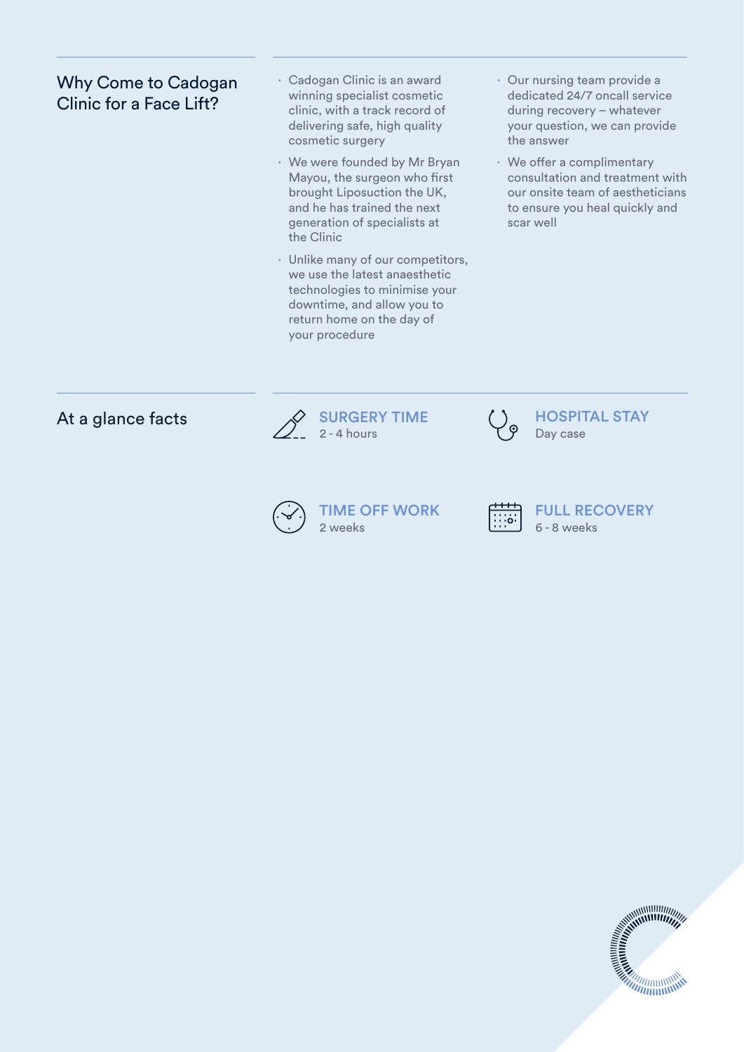## Why Come to Cadogan Clinic for a Face Lift?

- Cadogan Clinic is an award winning specialist cosmetic clinic, with a track record of delivering safe, high quality cosmetic surgery
- We were founded by Mr Bryan Mayou, the surgeon who first brought Liposuction the UK, and he has trained the next generation of specialists at the Clinic
- Unlike many of our competitors, we use the latest anaesthetic technologies to minimise your downtime, and allow you to return home on the day of your procedure
- Our nursing team provide a dedicated 24/7 oncall service during recovery – whatever your question, we can provide the answer
- We offer a complimentary consultation and treatment with our onsite team of aestheticians to ensure you heal quickly and scar well

## At a glance facts

**SURGERY TIME**
2 - 4 hours

**HOSPITAL STAY**
Day case

**TIME OFF WORK**
2 weeks

**FULL RECOVERY**
6 - 8 weeks